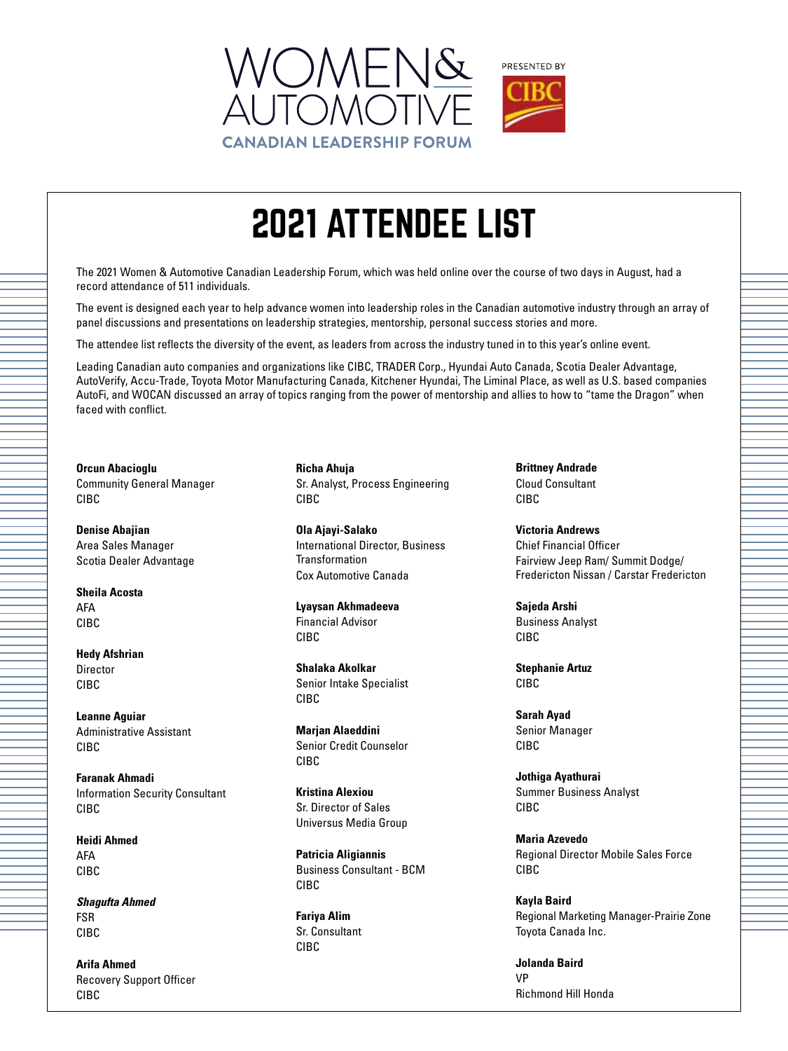WOMEN& AUTOMOTIVE

CANADIAN LEADERSHIP FORUM

PRESENTED BY CIBC

# 2021 ATTENDEE LIST

The 2021 Women & Automotive Canadian Leadership Forum, which was held online over the course of two days in August, had a record attendance of 511 individuals.

The event is designed each year to help advance women into leadership roles in the Canadian automotive industry through an array of panel discussions and presentations on leadership strategies, mentorship, personal success stories and more.

The attendee list reflects the diversity of the event, as leaders from across the industry tuned in to this year's online event.

Leading Canadian auto companies and organizations like CIBC, TRADER Corp., Hyundai Auto Canada, Scotia Dealer Advantage, AutoVerify, Accu-Trade, Toyota Motor Manufacturing Canada, Kitchener Hyundai, The Liminal Place, as well as U.S. based companies AutoFi, and WOCAN discussed an array of topics ranging from the power of mentorship and allies to how to "tame the Dragon" when faced with conflict.

**Orcun Abacioglu**
Community General Manager
CIBC

**Denise Abajian**
Area Sales Manager
Scotia Dealer Advantage

**Sheila Acosta**
AFA
CIBC

**Hedy Afshrian**
Director
CIBC

**Leanne Aguiar**
Administrative Assistant
CIBC

**Faranak Ahmadi**
Information Security Consultant
CIBC

**Heidi Ahmed**
AFA
CIBC

***Shagufta Ahmed***
FSR
CIBC

**Arifa Ahmed**
Recovery Support Officer
CIBC

**Richa Ahuja**
Sr. Analyst, Process Engineering
CIBC

**Ola Ajayi-Salako**
International Director, Business Transformation
Cox Automotive Canada

**Lyaysan Akhmadeeva**
Financial Advisor
CIBC

**Shalaka Akolkar**
Senior Intake Specialist
CIBC

**Marjan Alaeddini**
Senior Credit Counselor
CIBC

**Kristina Alexiou**
Sr. Director of Sales
Universus Media Group

**Patricia Aligiannis**
Business Consultant - BCM
CIBC

**Fariya Alim**
Sr. Consultant
CIBC

**Brittney Andrade**
Cloud Consultant
CIBC

**Victoria Andrews**
Chief Financial Officer
Fairview Jeep Ram/ Summit Dodge/ Fredericton Nissan / Carstar Fredericton

**Sajeda Arshi**
Business Analyst
CIBC

**Stephanie Artuz**
CIBC

**Sarah Ayad**
Senior Manager
CIBC

**Jothiga Ayathurai**
Summer Business Analyst
CIBC

**Maria Azevedo**
Regional Director Mobile Sales Force
CIBC

**Kayla Baird**
Regional Marketing Manager-Prairie Zone
Toyota Canada Inc.

**Jolanda Baird**
VP
Richmond Hill Honda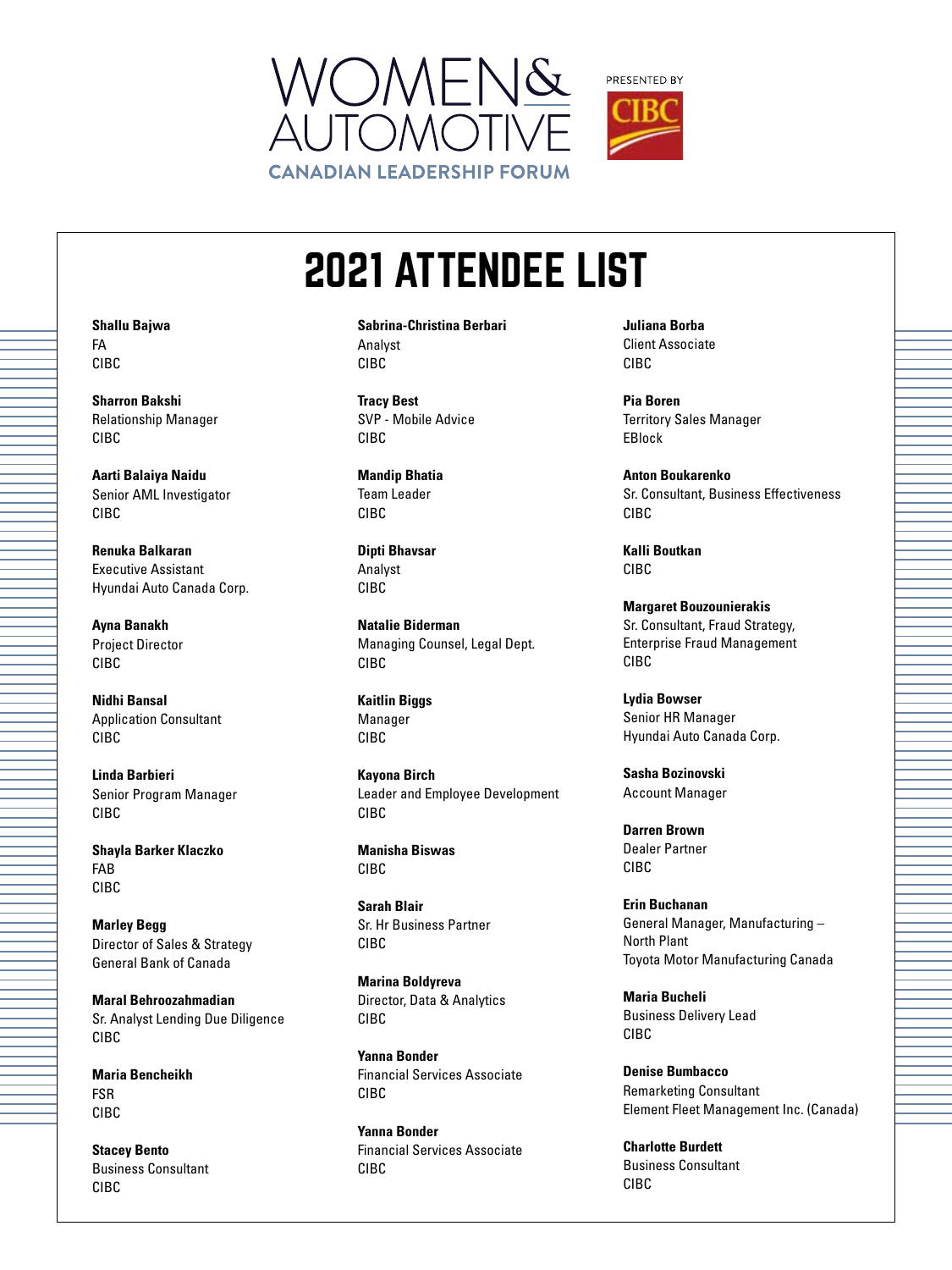WOMEN& AUTOMOTIVE

CANADIAN LEADERSHIP FORUM

PRESENTED BY CIBC

# 2021 ATTENDEE LIST

**Shallu Bajwa**
FA
CIBC

**Sharron Bakshi**
Relationship Manager
CIBC

**Aarti Balaiya Naidu**
Senior AML Investigator
CIBC

**Renuka Balkaran**
Executive Assistant
Hyundai Auto Canada Corp.

**Ayna Banakh**
Project Director
CIBC

**Nidhi Bansal**
Application Consultant
CIBC

**Linda Barbieri**
Senior Program Manager
CIBC

**Shayla Barker Klaczko**
FAB
CIBC

**Marley Begg**
Director of Sales & Strategy
General Bank of Canada

**Maral Behroozahmadian**
Sr. Analyst Lending Due Diligence
CIBC

**Maria Bencheikh**
FSR
CIBC

**Stacey Bento**
Business Consultant
CIBC

**Sabrina-Christina Berbari**
Analyst
CIBC

**Tracy Best**
SVP - Mobile Advice
CIBC

**Mandip Bhatia**
Team Leader
CIBC

**Dipti Bhavsar**
Analyst
CIBC

**Natalie Biderman**
Managing Counsel, Legal Dept.
CIBC

**Kaitlin Biggs**
Manager
CIBC

**Kayona Birch**
Leader and Employee Development
CIBC

**Manisha Biswas**
CIBC

**Sarah Blair**
Sr. Hr Business Partner
CIBC

**Marina Boldyreva**
Director, Data & Analytics
CIBC

**Yanna Bonder**
Financial Services Associate
CIBC

**Yanna Bonder**
Financial Services Associate
CIBC

**Juliana Borba**
Client Associate
CIBC

**Pia Boren**
Territory Sales Manager
EBlock

**Anton Boukarenko**
Sr. Consultant, Business Effectiveness
CIBC

**Kalli Boutkan**
CIBC

**Margaret Bouzounierakis**
Sr. Consultant, Fraud Strategy, Enterprise Fraud Management
CIBC

**Lydia Bowser**
Senior HR Manager
Hyundai Auto Canada Corp.

**Sasha Bozinovski**
Account Manager

**Darren Brown**
Dealer Partner
CIBC

**Erin Buchanan**
General Manager, Manufacturing – North Plant
Toyota Motor Manufacturing Canada

**Maria Bucheli**
Business Delivery Lead
CIBC

**Denise Bumbacco**
Remarketing Consultant
Element Fleet Management Inc. (Canada)

**Charlotte Burdett**
Business Consultant
CIBC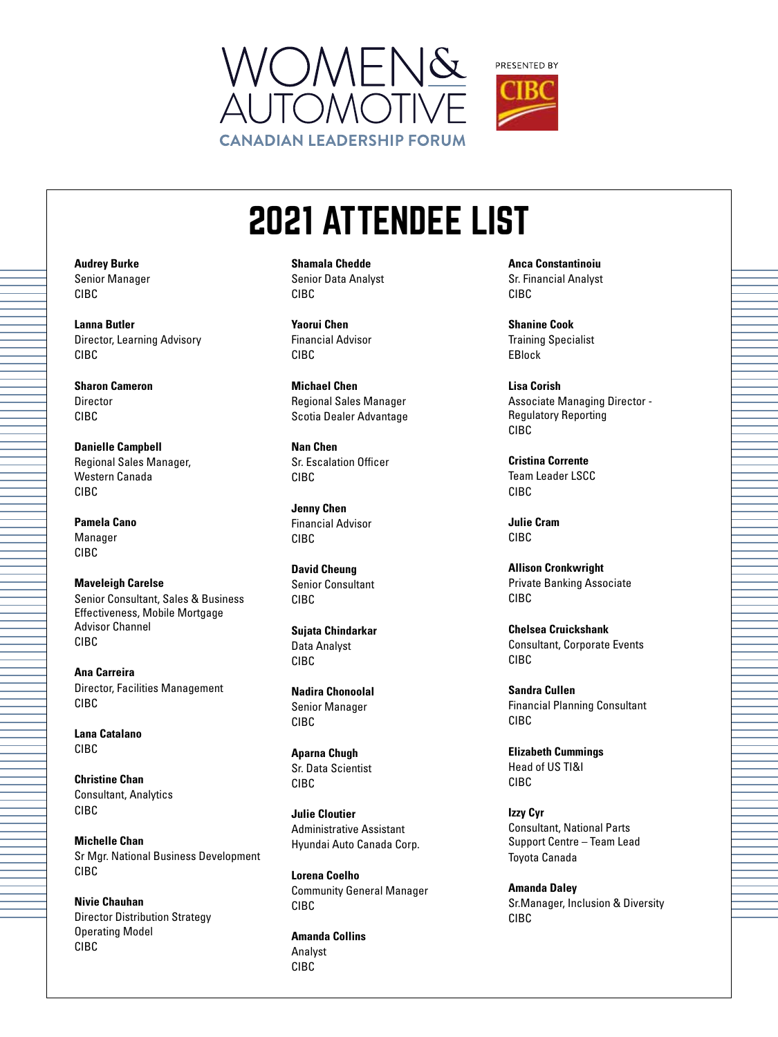WOMEN&
AUTOMOTIVE
CANADIAN LEADERSHIP FORUM

PRESENTED BY CIBC

# 2021 ATTENDEE LIST

**Audrey Burke**
Senior Manager
CIBC

**Lanna Butler**
Director, Learning Advisory
CIBC

**Sharon Cameron**
Director
CIBC

**Danielle Campbell**
Regional Sales Manager, Western Canada
CIBC

**Pamela Cano**
Manager
CIBC

**Maveleigh Carelse**
Senior Consultant, Sales & Business Effectiveness, Mobile Mortgage Advisor Channel
CIBC

**Ana Carreira**
Director, Facilities Management
CIBC

**Lana Catalano**
CIBC

**Christine Chan**
Consultant, Analytics
CIBC

**Michelle Chan**
Sr Mgr. National Business Development
CIBC

**Nivie Chauhan**
Director Distribution Strategy Operating Model
CIBC

**Shamala Chedde**
Senior Data Analyst
CIBC

**Yaorui Chen**
Financial Advisor
CIBC

**Michael Chen**
Regional Sales Manager
Scotia Dealer Advantage

**Nan Chen**
Sr. Escalation Officer
CIBC

**Jenny Chen**
Financial Advisor
CIBC

**David Cheung**
Senior Consultant
CIBC

**Sujata Chindarkar**
Data Analyst
CIBC

**Nadira Chonoolal**
Senior Manager
CIBC

**Aparna Chugh**
Sr. Data Scientist
CIBC

**Julie Cloutier**
Administrative Assistant
Hyundai Auto Canada Corp.

**Lorena Coelho**
Community General Manager
CIBC

**Amanda Collins**
Analyst
CIBC

**Anca Constantinoiu**
Sr. Financial Analyst
CIBC

**Shanine Cook**
Training Specialist
EBlock

**Lisa Corish**
Associate Managing Director - Regulatory Reporting
CIBC

**Cristina Corrente**
Team Leader LSCC
CIBC

**Julie Cram**
CIBC

**Allison Cronkwright**
Private Banking Associate
CIBC

**Chelsea Cruickshank**
Consultant, Corporate Events
CIBC

**Sandra Cullen**
Financial Planning Consultant
CIBC

**Elizabeth Cummings**
Head of US TI&I
CIBC

**Izzy Cyr**
Consultant, National Parts Support Centre – Team Lead
Toyota Canada

**Amanda Daley**
Sr.Manager, Inclusion & Diversity
CIBC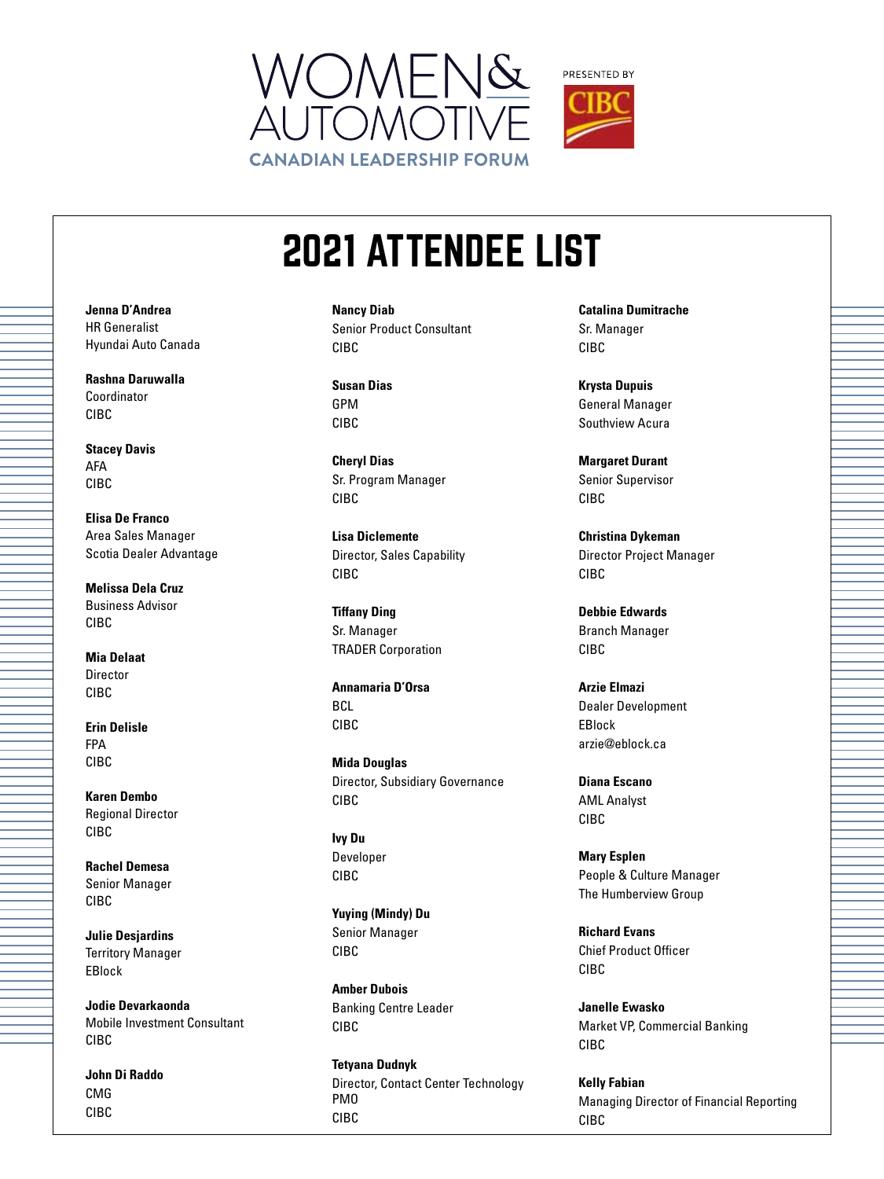WOMEN& AUTOMOTIVE
CANADIAN LEADERSHIP FORUM

PRESENTED BY CIBC

# 2021 ATTENDEE LIST

**Jenna D'Andrea**
HR Generalist
Hyundai Auto Canada

**Rashna Daruwalla**
Coordinator
CIBC

**Stacey Davis**
AFA
CIBC

**Elisa De Franco**
Area Sales Manager
Scotia Dealer Advantage

**Melissa Dela Cruz**
Business Advisor
CIBC

**Mia Delaat**
Director
CIBC

**Erin Delisle**
FPA
CIBC

**Karen Dembo**
Regional Director
CIBC

**Rachel Demesa**
Senior Manager
CIBC

**Julie Desjardins**
Territory Manager
EBlock

**Jodie Devarkaonda**
Mobile Investment Consultant
CIBC

**John Di Raddo**
CMG
CIBC

**Nancy Diab**
Senior Product Consultant
CIBC

**Susan Dias**
GPM
CIBC

**Cheryl Dias**
Sr. Program Manager
CIBC

**Lisa Diclemente**
Director, Sales Capability
CIBC

**Tiffany Ding**
Sr. Manager
TRADER Corporation

**Annamaria D'Orsa**
BCL
CIBC

**Mida Douglas**
Director, Subsidiary Governance
CIBC

**Ivy Du**
Developer
CIBC

**Yuying (Mindy) Du**
Senior Manager
CIBC

**Amber Dubois**
Banking Centre Leader
CIBC

**Tetyana Dudnyk**
Director, Contact Center Technology PMO
CIBC

**Catalina Dumitrache**
Sr. Manager
CIBC

**Krysta Dupuis**
General Manager
Southview Acura

**Margaret Durant**
Senior Supervisor
CIBC

**Christina Dykeman**
Director Project Manager
CIBC

**Debbie Edwards**
Branch Manager
CIBC

**Arzie Elmazi**
Dealer Development
EBlock
arzie@eblock.ca

**Diana Escano**
AML Analyst
CIBC

**Mary Esplen**
People & Culture Manager
The Humberview Group

**Richard Evans**
Chief Product Officer
CIBC

**Janelle Ewasko**
Market VP, Commercial Banking
CIBC

**Kelly Fabian**
Managing Director of Financial Reporting
CIBC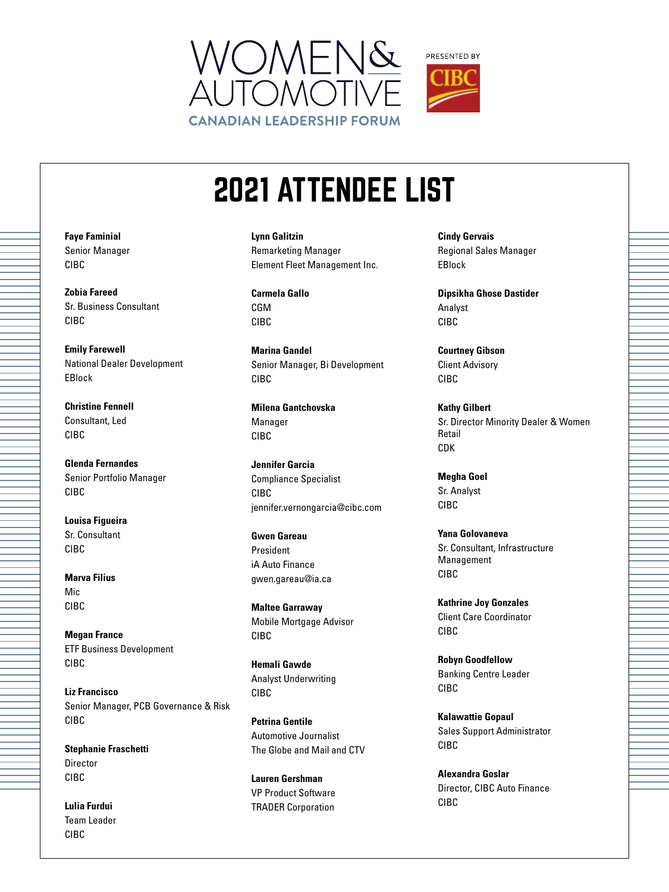WOMEN& AUTOMOTIVE

CANADIAN LEADERSHIP FORUM

PRESENTED BY CIBC

# 2021 ATTENDEE LIST

**Faye Faminial**
Senior Manager
CIBC

**Zobia Fareed**
Sr. Business Consultant
CIBC

**Emily Farewell**
National Dealer Development
EBlock

**Christine Fennell**
Consultant, Led
CIBC

**Glenda Fernandes**
Senior Portfolio Manager
CIBC

**Louisa Figueira**
Sr. Consultant
CIBC

**Marva Filius**
Mic
CIBC

**Megan France**
ETF Business Development
CIBC

**Liz Francisco**
Senior Manager, PCB Governance & Risk
CIBC

**Stephanie Fraschetti**
Director
CIBC

**Lulia Furdui**
Team Leader
CIBC

**Lynn Galitzin**
Remarketing Manager
Element Fleet Management Inc.

**Carmela Gallo**
CGM
CIBC

**Marina Gandel**
Senior Manager, Bi Development
CIBC

**Milena Gantchovska**
Manager
CIBC

**Jennifer Garcia**
Compliance Specialist
CIBC
jennifer.vernongarcia@cibc.com

**Gwen Gareau**
President
iA Auto Finance
gwen.gareau@ia.ca

**Maltee Garraway**
Mobile Mortgage Advisor
CIBC

**Hemali Gawde**
Analyst Underwriting
CIBC

**Petrina Gentile**
Automotive Journalist
The Globe and Mail and CTV

**Lauren Gershman**
VP Product Software
TRADER Corporation

**Cindy Gervais**
Regional Sales Manager
EBlock

**Dipsikha Ghose Dastider**
Analyst
CIBC

**Courtney Gibson**
Client Advisory
CIBC

**Kathy Gilbert**
Sr. Director Minority Dealer & Women Retail
CDK

**Megha Goel**
Sr. Analyst
CIBC

**Yana Golovaneva**
Sr. Consultant, Infrastructure Management
CIBC

**Kathrine Joy Gonzales**
Client Care Coordinator
CIBC

**Robyn Goodfellow**
Banking Centre Leader
CIBC

**Kalawattie Gopaul**
Sales Support Administrator
CIBC

**Alexandra Goslar**
Director, CIBC Auto Finance
CIBC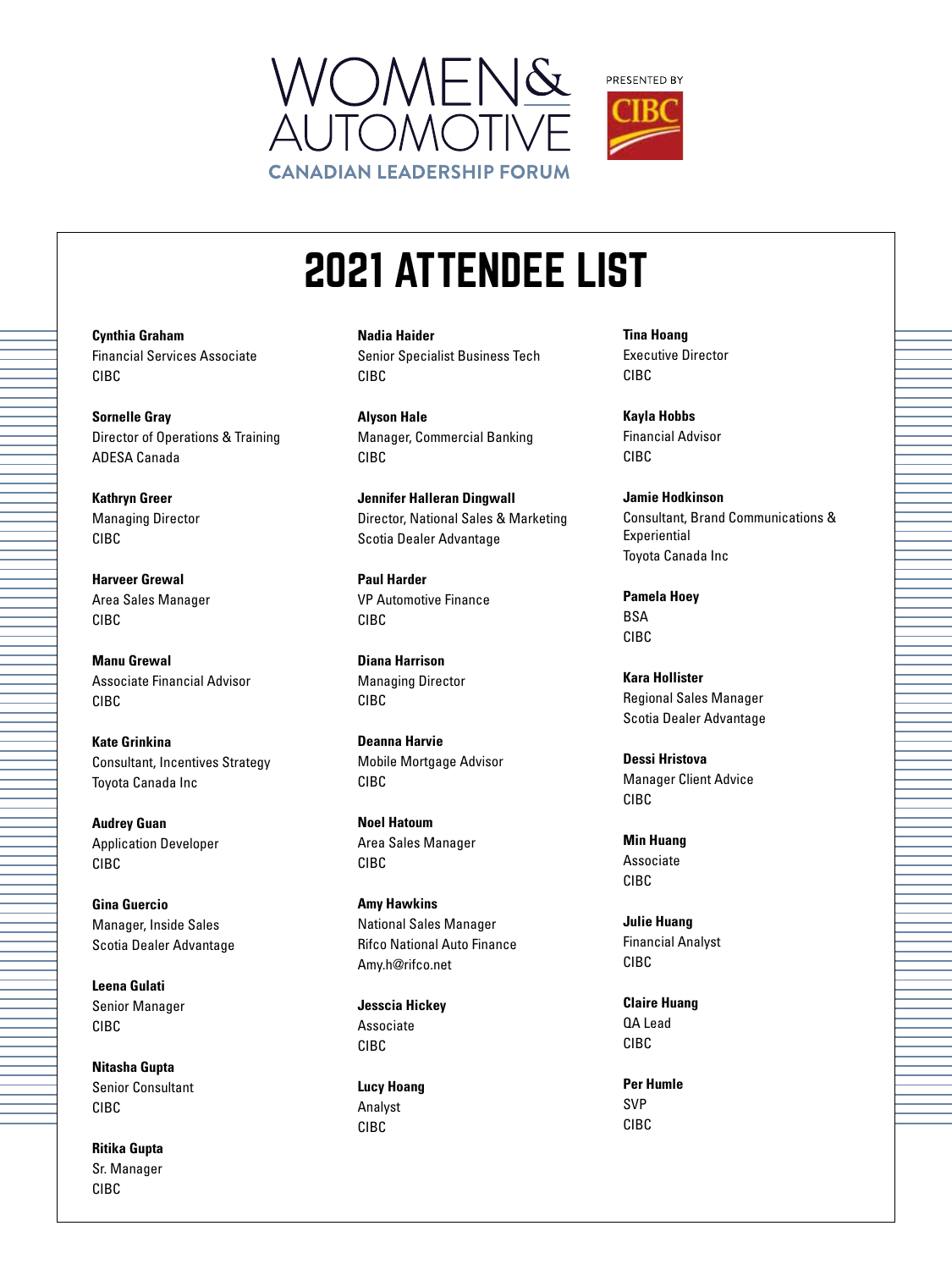WOMEN& AUTOMOTIVE
CANADIAN LEADERSHIP FORUM

PRESENTED BY CIBC

# 2021 ATTENDEE LIST

**Cynthia Graham**
Financial Services Associate
CIBC

**Sornelle Gray**
Director of Operations & Training
ADESA Canada

**Kathryn Greer**
Managing Director
CIBC

**Harveer Grewal**
Area Sales Manager
CIBC

**Manu Grewal**
Associate Financial Advisor
CIBC

**Kate Grinkina**
Consultant, Incentives Strategy
Toyota Canada Inc

**Audrey Guan**
Application Developer
CIBC

**Gina Guercio**
Manager, Inside Sales
Scotia Dealer Advantage

**Leena Gulati**
Senior Manager
CIBC

**Nitasha Gupta**
Senior Consultant
CIBC

**Ritika Gupta**
Sr. Manager
CIBC

**Nadia Haider**
Senior Specialist Business Tech
CIBC

**Alyson Hale**
Manager, Commercial Banking
CIBC

**Jennifer Halleran Dingwall**
Director, National Sales & Marketing
Scotia Dealer Advantage

**Paul Harder**
VP Automotive Finance
CIBC

**Diana Harrison**
Managing Director
CIBC

**Deanna Harvie**
Mobile Mortgage Advisor
CIBC

**Noel Hatoum**
Area Sales Manager
CIBC

**Amy Hawkins**
National Sales Manager
Rifco National Auto Finance
Amy.h@rifco.net

**Jesscia Hickey**
Associate
CIBC

**Lucy Hoang**
Analyst
CIBC

**Tina Hoang**
Executive Director
CIBC

**Kayla Hobbs**
Financial Advisor
CIBC

**Jamie Hodkinson**
Consultant, Brand Communications & Experiential
Toyota Canada Inc

**Pamela Hoey**
BSA
CIBC

**Kara Hollister**
Regional Sales Manager
Scotia Dealer Advantage

**Dessi Hristova**
Manager Client Advice
CIBC

**Min Huang**
Associate
CIBC

**Julie Huang**
Financial Analyst
CIBC

**Claire Huang**
QA Lead
CIBC

**Per Humle**
SVP
CIBC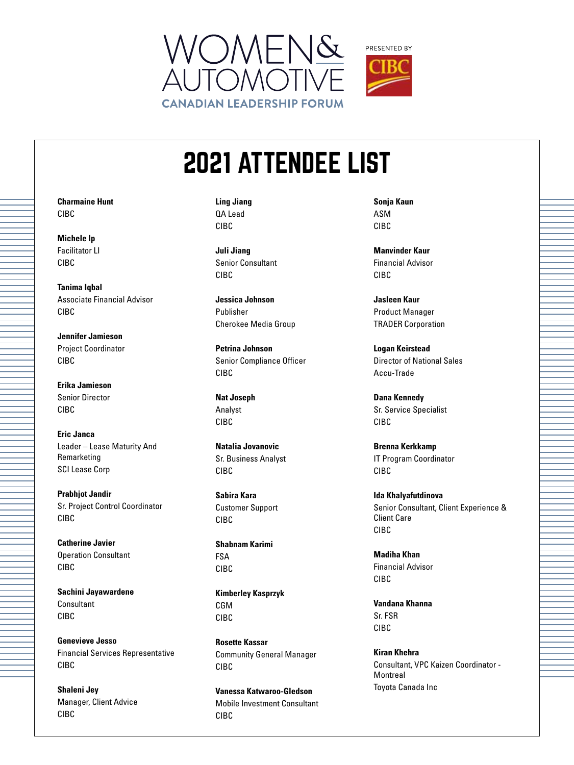WOMEN& AUTOMOTIVE

CANADIAN LEADERSHIP FORUM

PRESENTED BY CIBC

# 2021 ATTENDEE LIST

**Charmaine Hunt**
CIBC

**Michele Ip**
Facilitator LI
CIBC

**Tanima Iqbal**
Associate Financial Advisor
CIBC

**Jennifer Jamieson**
Project Coordinator
CIBC

**Erika Jamieson**
Senior Director
CIBC

**Eric Janca**
Leader – Lease Maturity And Remarketing
SCI Lease Corp

**Prabhjot Jandir**
Sr. Project Control Coordinator
CIBC

**Catherine Javier**
Operation Consultant
CIBC

**Sachini Jayawardene**
Consultant
CIBC

**Genevieve Jesso**
Financial Services Representative
CIBC

**Shaleni Jey**
Manager, Client Advice
CIBC

**Ling Jiang**
QA Lead
CIBC

**Juli Jiang**
Senior Consultant
CIBC

**Jessica Johnson**
Publisher
Cherokee Media Group

**Petrina Johnson**
Senior Compliance Officer
CIBC

**Nat Joseph**
Analyst
CIBC

**Natalia Jovanovic**
Sr. Business Analyst
CIBC

**Sabira Kara**
Customer Support
CIBC

**Shabnam Karimi**
FSA
CIBC

**Kimberley Kasprzyk**
CGM
CIBC

**Rosette Kassar**
Community General Manager
CIBC

**Vanessa Katwaroo-Gledson**
Mobile Investment Consultant
CIBC

**Sonja Kaun**
ASM
CIBC

**Manvinder Kaur**
Financial Advisor
CIBC

**Jasleen Kaur**
Product Manager
TRADER Corporation

**Logan Keirstead**
Director of National Sales
Accu-Trade

**Dana Kennedy**
Sr. Service Specialist
CIBC

**Brenna Kerkkamp**
IT Program Coordinator
CIBC

**Ida Khalyafutdinova**
Senior Consultant, Client Experience & Client Care
CIBC

**Madiha Khan**
Financial Advisor
CIBC

**Vandana Khanna**
Sr. FSR
CIBC

**Kiran Khehra**
Consultant, VPC Kaizen Coordinator - Montreal
Toyota Canada Inc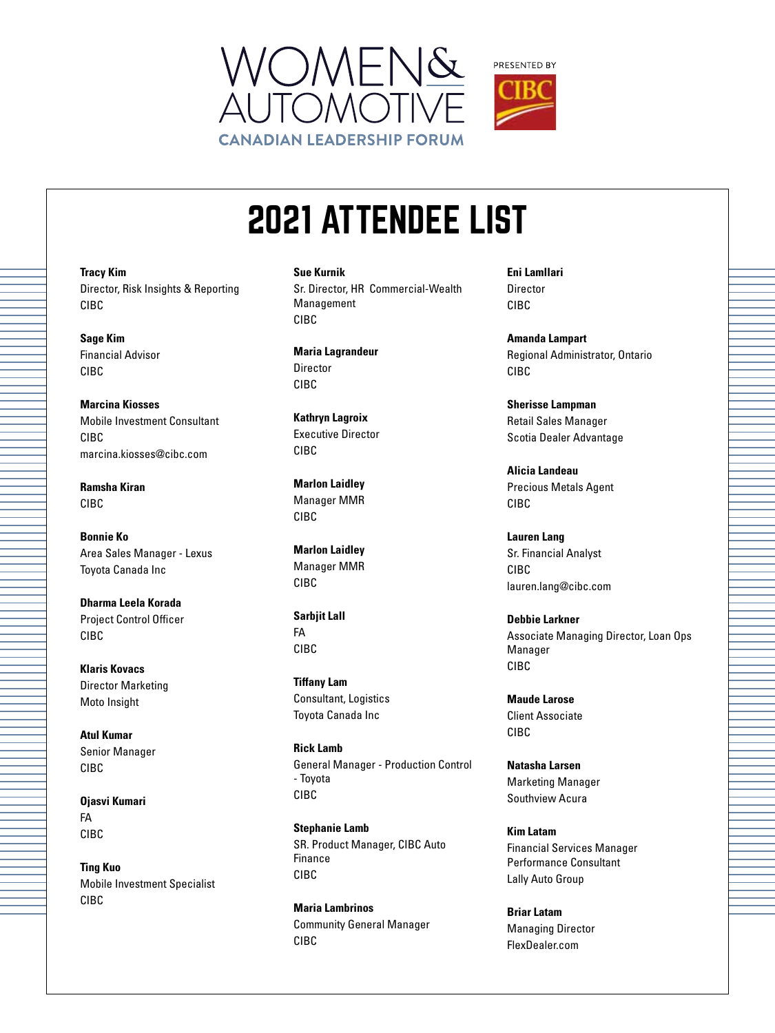WOMEN& AUTOMOTIVE

CANADIAN LEADERSHIP FORUM

PRESENTED BY CIBC

# 2021 ATTENDEE LIST

**Tracy Kim**
Director, Risk Insights & Reporting
CIBC

**Sage Kim**
Financial Advisor
CIBC

**Marcina Kiosses**
Mobile Investment Consultant
CIBC
marcina.kiosses@cibc.com

**Ramsha Kiran**
CIBC

**Bonnie Ko**
Area Sales Manager - Lexus
Toyota Canada Inc

**Dharma Leela Korada**
Project Control Officer
CIBC

**Klaris Kovacs**
Director Marketing
Moto Insight

**Atul Kumar**
Senior Manager
CIBC

**Ojasvi Kumari**
FA
CIBC

**Ting Kuo**
Mobile Investment Specialist
CIBC

**Sue Kurnik**
Sr. Director, HR Commercial-Wealth Management
CIBC

**Maria Lagrandeur**
Director
CIBC

**Kathryn Lagroix**
Executive Director
CIBC

**Marlon Laidley**
Manager MMR
CIBC

**Marlon Laidley**
Manager MMR
CIBC

**Sarbjit Lall**
FA
CIBC

**Tiffany Lam**
Consultant, Logistics
Toyota Canada Inc

**Rick Lamb**
General Manager - Production Control - Toyota
CIBC

**Stephanie Lamb**
SR. Product Manager, CIBC Auto Finance
CIBC

**Maria Lambrinos**
Community General Manager
CIBC

**Eni Lamllari**
Director
CIBC

**Amanda Lampart**
Regional Administrator, Ontario
CIBC

**Sherisse Lampman**
Retail Sales Manager
Scotia Dealer Advantage

**Alicia Landeau**
Precious Metals Agent
CIBC

**Lauren Lang**
Sr. Financial Analyst
CIBC
lauren.lang@cibc.com

**Debbie Larkner**
Associate Managing Director, Loan Ops Manager
CIBC

**Maude Larose**
Client Associate
CIBC

**Natasha Larsen**
Marketing Manager
Southview Acura

**Kim Latam**
Financial Services Manager
Performance Consultant
Lally Auto Group

**Briar Latam**
Managing Director
FlexDealer.com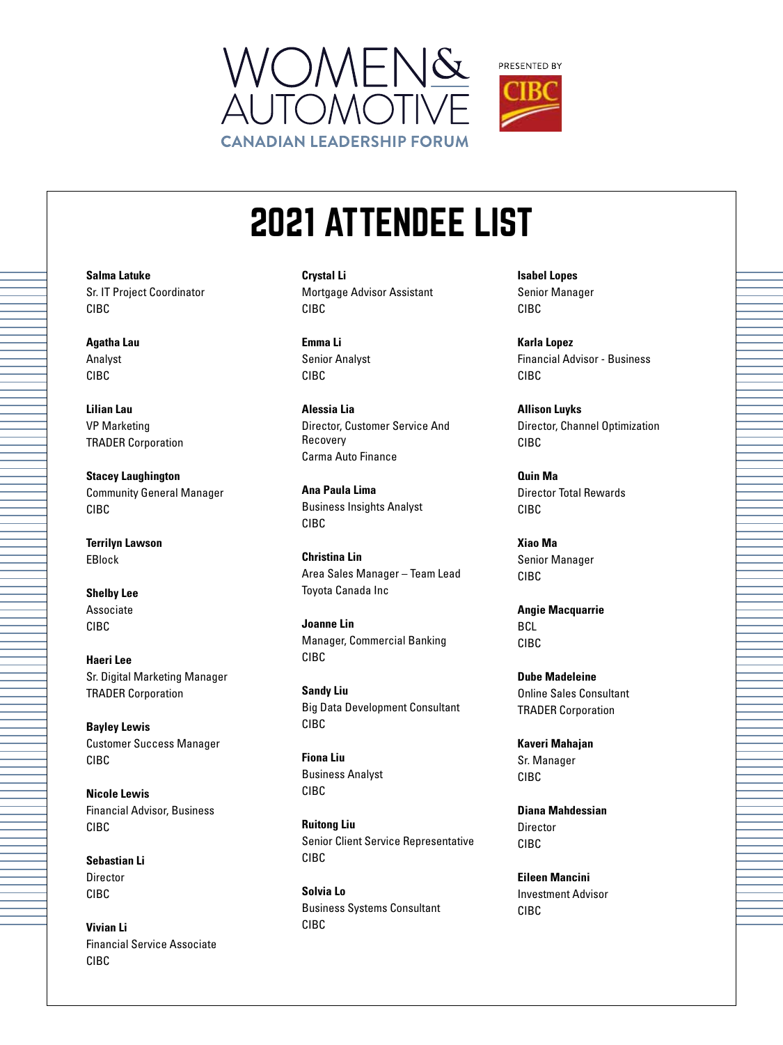WOMEN& AUTOMOTIVE

CANADIAN LEADERSHIP FORUM

PRESENTED BY CIBC

# 2021 ATTENDEE LIST

**Salma Latuke**
Sr. IT Project Coordinator
CIBC

**Agatha Lau**
Analyst
CIBC

**Lilian Lau**
VP Marketing
TRADER Corporation

**Stacey Laughington**
Community General Manager
CIBC

**Terrilyn Lawson**
EBlock

**Shelby Lee**
Associate
CIBC

**Haeri Lee**
Sr. Digital Marketing Manager
TRADER Corporation

**Bayley Lewis**
Customer Success Manager
CIBC

**Nicole Lewis**
Financial Advisor, Business
CIBC

**Sebastian Li**
Director
CIBC

**Vivian Li**
Financial Service Associate
CIBC

**Crystal Li**
Mortgage Advisor Assistant
CIBC

**Emma Li**
Senior Analyst
CIBC

**Alessia Lia**
Director, Customer Service And Recovery
Carma Auto Finance

**Ana Paula Lima**
Business Insights Analyst
CIBC

**Christina Lin**
Area Sales Manager – Team Lead
Toyota Canada Inc

**Joanne Lin**
Manager, Commercial Banking
CIBC

**Sandy Liu**
Big Data Development Consultant
CIBC

**Fiona Liu**
Business Analyst
CIBC

**Ruitong Liu**
Senior Client Service Representative
CIBC

**Solvia Lo**
Business Systems Consultant
CIBC

**Isabel Lopes**
Senior Manager
CIBC

**Karla Lopez**
Financial Advisor - Business
CIBC

**Allison Luyks**
Director, Channel Optimization
CIBC

**Quin Ma**
Director Total Rewards
CIBC

**Xiao Ma**
Senior Manager
CIBC

**Angie Macquarrie**
BCL
CIBC

**Dube Madeleine**
Online Sales Consultant
TRADER Corporation

**Kaveri Mahajan**
Sr. Manager
CIBC

**Diana Mahdessian**
Director
CIBC

**Eileen Mancini**
Investment Advisor
CIBC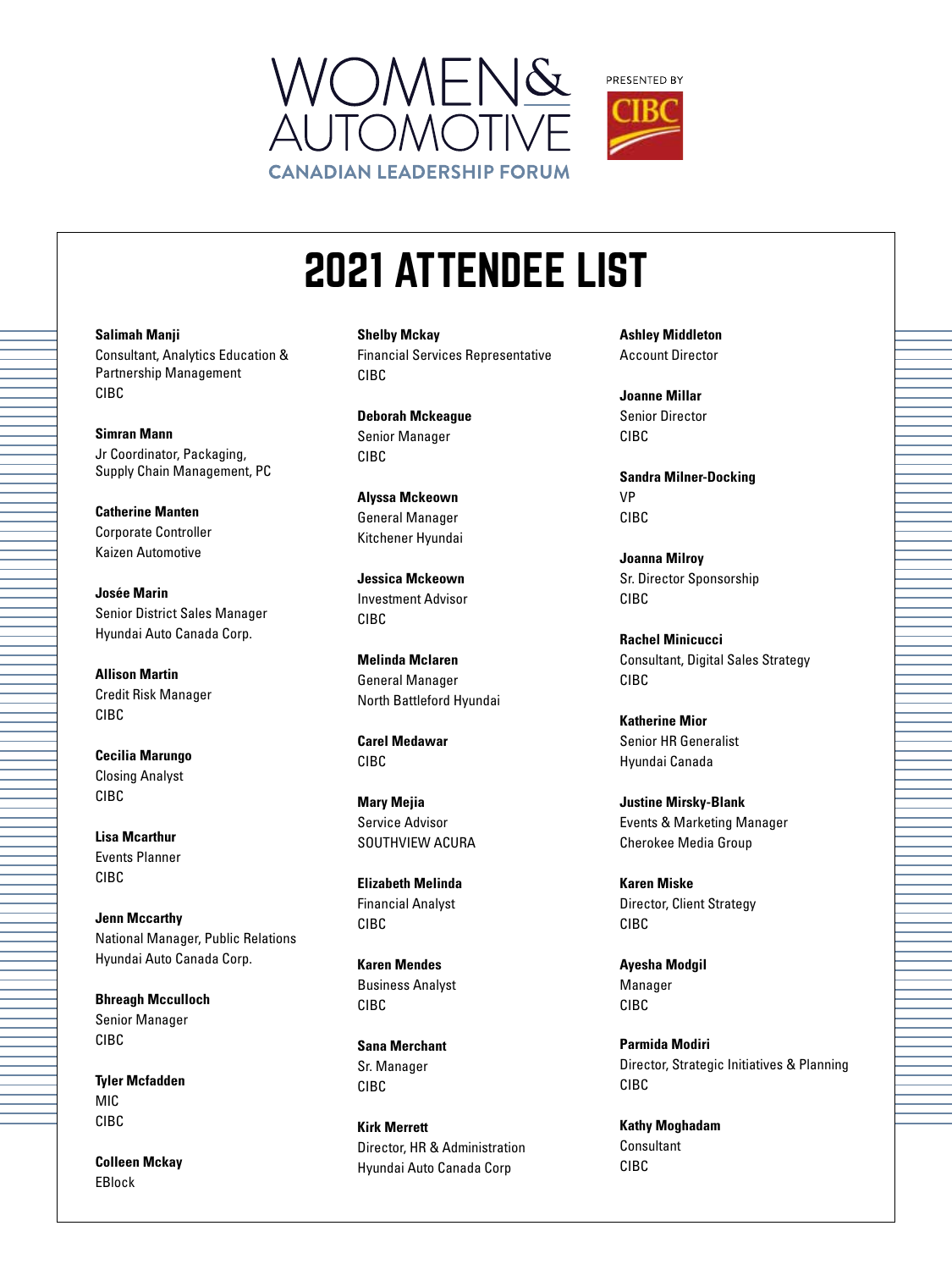WOMEN& AUTOMOTIVE

CANADIAN LEADERSHIP FORUM

PRESENTED BY CIBC

# 2021 ATTENDEE LIST

**Salimah Manji**
Consultant, Analytics Education & Partnership Management
CIBC

**Simran Mann**
Jr Coordinator, Packaging, Supply Chain Management, PC

**Catherine Manten**
Corporate Controller
Kaizen Automotive

**Josée Marin**
Senior District Sales Manager
Hyundai Auto Canada Corp.

**Allison Martin**
Credit Risk Manager
CIBC

**Cecilia Marungo**
Closing Analyst
CIBC

**Lisa Mcarthur**
Events Planner
CIBC

**Jenn Mccarthy**
National Manager, Public Relations
Hyundai Auto Canada Corp.

**Bhreagh Mcculloch**
Senior Manager
CIBC

**Tyler Mcfadden**
MIC
CIBC

**Colleen Mckay**
EBlock

**Shelby Mckay**
Financial Services Representative
CIBC

**Deborah Mckeague**
Senior Manager
CIBC

**Alyssa Mckeown**
General Manager
Kitchener Hyundai

**Jessica Mckeown**
Investment Advisor
CIBC

**Melinda Mclaren**
General Manager
North Battleford Hyundai

**Carel Medawar**
CIBC

**Mary Mejia**
Service Advisor
SOUTHVIEW ACURA

**Elizabeth Melinda**
Financial Analyst
CIBC

**Karen Mendes**
Business Analyst
CIBC

**Sana Merchant**
Sr. Manager
CIBC

**Kirk Merrett**
Director, HR & Administration
Hyundai Auto Canada Corp

**Ashley Middleton**
Account Director

**Joanne Millar**
Senior Director
CIBC

**Sandra Milner-Docking**
VP
CIBC

**Joanna Milroy**
Sr. Director Sponsorship
CIBC

**Rachel Minicucci**
Consultant, Digital Sales Strategy
CIBC

**Katherine Mior**
Senior HR Generalist
Hyundai Canada

**Justine Mirsky-Blank**
Events & Marketing Manager
Cherokee Media Group

**Karen Miske**
Director, Client Strategy
CIBC

**Ayesha Modgil**
Manager
CIBC

**Parmida Modiri**
Director, Strategic Initiatives & Planning
CIBC

**Kathy Moghadam**
Consultant
CIBC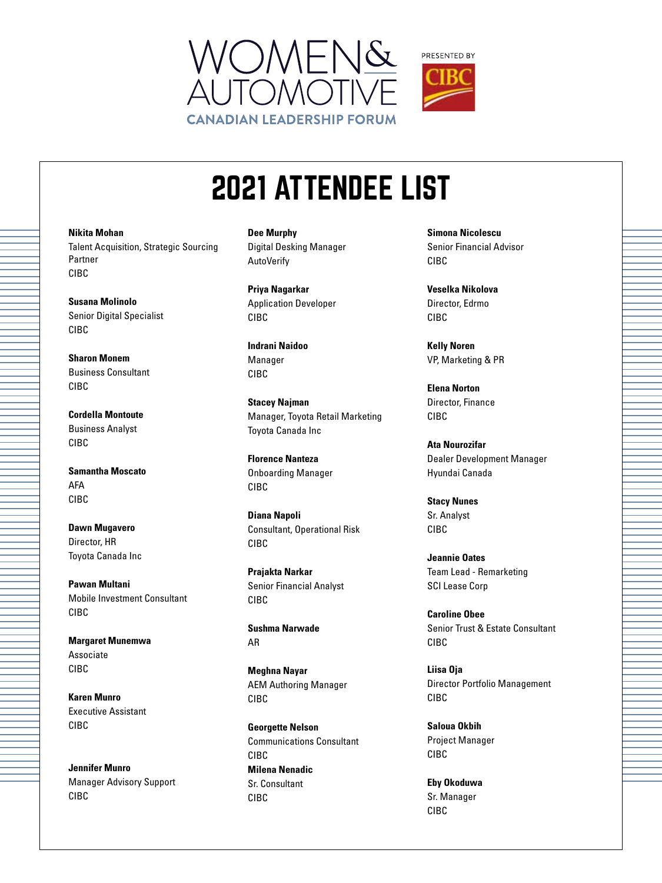WOMEN& AUTOMOTIVE

CANADIAN LEADERSHIP FORUM

PRESENTED BY CIBC

# 2021 ATTENDEE LIST

**Nikita Mohan**
Talent Acquisition, Strategic Sourcing Partner
CIBC

**Susana Molinolo**
Senior Digital Specialist
CIBC

**Sharon Monem**
Business Consultant
CIBC

**Cordella Montoute**
Business Analyst
CIBC

**Samantha Moscato**
AFA
CIBC

**Dawn Mugavero**
Director, HR
Toyota Canada Inc

**Pawan Multani**
Mobile Investment Consultant
CIBC

**Margaret Munemwa**
Associate
CIBC

**Karen Munro**
Executive Assistant
CIBC

**Jennifer Munro**
Manager Advisory Support
CIBC

**Dee Murphy**
Digital Desking Manager
AutoVerify

**Priya Nagarkar**
Application Developer
CIBC

**Indrani Naidoo**
Manager
CIBC

**Stacey Najman**
Manager, Toyota Retail Marketing
Toyota Canada Inc

**Florence Nanteza**
Onboarding Manager
CIBC

**Diana Napoli**
Consultant, Operational Risk
CIBC

**Prajakta Narkar**
Senior Financial Analyst
CIBC

**Sushma Narwade**
AR

**Meghna Nayar**
AEM Authoring Manager
CIBC

**Georgette Nelson**
Communications Consultant
CIBC

**Milena Nenadic**
Sr. Consultant
CIBC

**Simona Nicolescu**
Senior Financial Advisor
CIBC

**Veselka Nikolova**
Director, Edrmo
CIBC

**Kelly Noren**
VP, Marketing & PR

**Elena Norton**
Director, Finance
CIBC

**Ata Nourozifar**
Dealer Development Manager
Hyundai Canada

**Stacy Nunes**
Sr. Analyst
CIBC

**Jeannie Oates**
Team Lead - Remarketing
SCI Lease Corp

**Caroline Obee**
Senior Trust & Estate Consultant
CIBC

**Liisa Oja**
Director Portfolio Management
CIBC

**Saloua Okbih**
Project Manager
CIBC

**Eby Okoduwa**
Sr. Manager
CIBC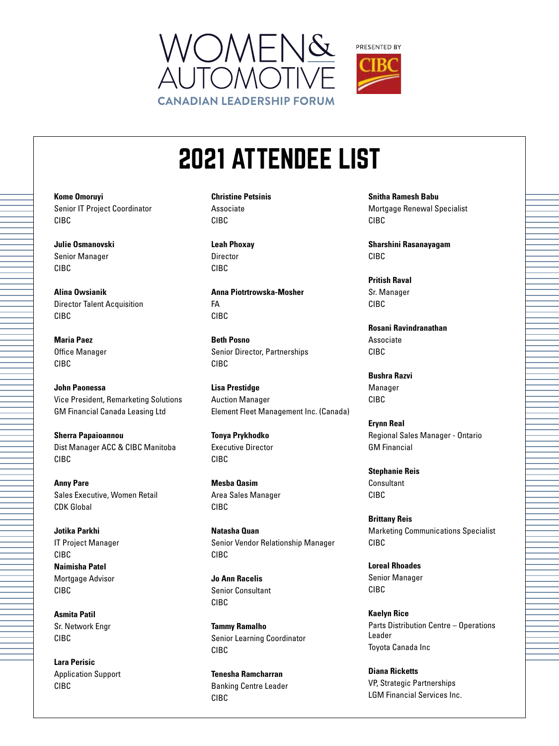WOMEN& AUTOMOTIVE

CANADIAN LEADERSHIP FORUM

PRESENTED BY CIBC

# 2021 ATTENDEE LIST

**Kome Omoruyi**
Senior IT Project Coordinator
CIBC

**Julie Osmanovski**
Senior Manager
CIBC

**Alina Owsianik**
Director Talent Acquisition
CIBC

**Maria Paez**
Office Manager
CIBC

**John Paonessa**
Vice President, Remarketing Solutions
GM Financial Canada Leasing Ltd

**Sherra Papaioannou**
Dist Manager ACC & CIBC Manitoba
CIBC

**Anny Pare**
Sales Executive, Women Retail
CDK Global

**Jotika Parkhi**
IT Project Manager
CIBC

**Naimisha Patel**
Mortgage Advisor
CIBC

**Asmita Patil**
Sr. Network Engr
CIBC

**Lara Perisic**
Application Support
CIBC

**Christine Petsinis**
Associate
CIBC

**Leah Phoxay**
Director
CIBC

**Anna Piotrtrowska-Mosher**
FA
CIBC

**Beth Posno**
Senior Director, Partnerships
CIBC

**Lisa Prestidge**
Auction Manager
Element Fleet Management Inc. (Canada)

**Tonya Prykhodko**
Executive Director
CIBC

**Mesba Qasim**
Area Sales Manager
CIBC

**Natasha Quan**
Senior Vendor Relationship Manager
CIBC

**Jo Ann Racelis**
Senior Consultant
CIBC

**Tammy Ramalho**
Senior Learning Coordinator
CIBC

**Tenesha Ramcharran**
Banking Centre Leader
CIBC

**Snitha Ramesh Babu**
Mortgage Renewal Specialist
CIBC

**Sharshini Rasanayagam**
CIBC

**Pritish Raval**
Sr. Manager
CIBC

**Rosani Ravindranathan**
Associate
CIBC

**Bushra Razvi**
Manager
CIBC

**Erynn Real**
Regional Sales Manager - Ontario
GM Financial

**Stephanie Reis**
Consultant
CIBC

**Brittany Reis**
Marketing Communications Specialist
CIBC

**Loreal Rhoades**
Senior Manager
CIBC

**Kaelyn Rice**
Parts Distribution Centre – Operations Leader
Toyota Canada Inc

**Diana Ricketts**
VP, Strategic Partnerships
LGM Financial Services Inc.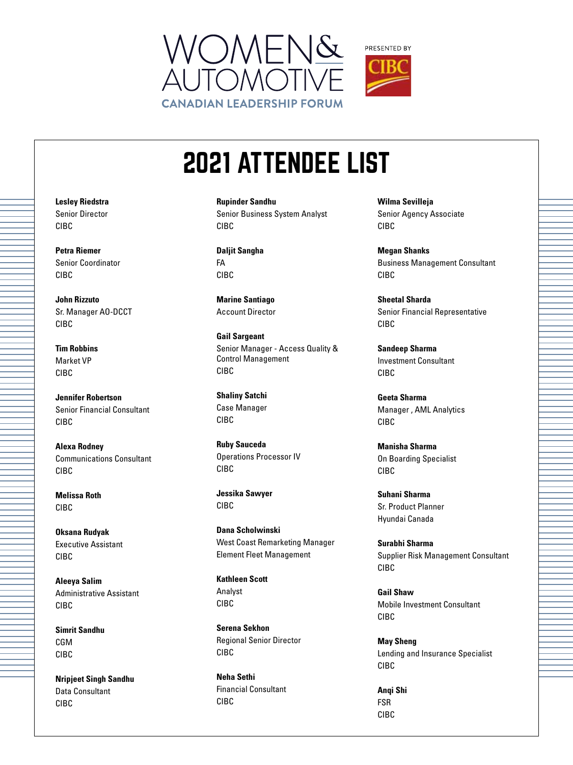WOMEN& AUTOMOTIVE

CANADIAN LEADERSHIP FORUM

PRESENTED BY CIBC

# 2021 ATTENDEE LIST

**Lesley Riedstra**
Senior Director
CIBC

**Petra Riemer**
Senior Coordinator
CIBC

**John Rizzuto**
Sr. Manager AO-DCCT
CIBC

**Tim Robbins**
Market VP
CIBC

**Jennifer Robertson**
Senior Financial Consultant
CIBC

**Alexa Rodney**
Communications Consultant
CIBC

**Melissa Roth**
CIBC

**Oksana Rudyak**
Executive Assistant
CIBC

**Aleeya Salim**
Administrative Assistant
CIBC

**Simrit Sandhu**
CGM
CIBC

**Nripjeet Singh Sandhu**
Data Consultant
CIBC

**Rupinder Sandhu**
Senior Business System Analyst
CIBC

**Daljit Sangha**
FA
CIBC

**Marine Santiago**
Account Director

**Gail Sargeant**
Senior Manager - Access Quality & Control Management
CIBC

**Shaliny Satchi**
Case Manager
CIBC

**Ruby Sauceda**
Operations Processor IV
CIBC

**Jessika Sawyer**
CIBC

**Dana Scholwinski**
West Coast Remarketing Manager
Element Fleet Management

**Kathleen Scott**
Analyst
CIBC

**Serena Sekhon**
Regional Senior Director
CIBC

**Neha Sethi**
Financial Consultant
CIBC

**Wilma Sevilleja**
Senior Agency Associate
CIBC

**Megan Shanks**
Business Management Consultant
CIBC

**Sheetal Sharda**
Senior Financial Representative
CIBC

**Sandeep Sharma**
Investment Consultant
CIBC

**Geeta Sharma**
Manager , AML Analytics
CIBC

**Manisha Sharma**
On Boarding Specialist
CIBC

**Suhani Sharma**
Sr. Product Planner
Hyundai Canada

**Surabhi Sharma**
Supplier Risk Management Consultant
CIBC

**Gail Shaw**
Mobile Investment Consultant
CIBC

**May Sheng**
Lending and Insurance Specialist
CIBC

**Anqi Shi**
FSR
CIBC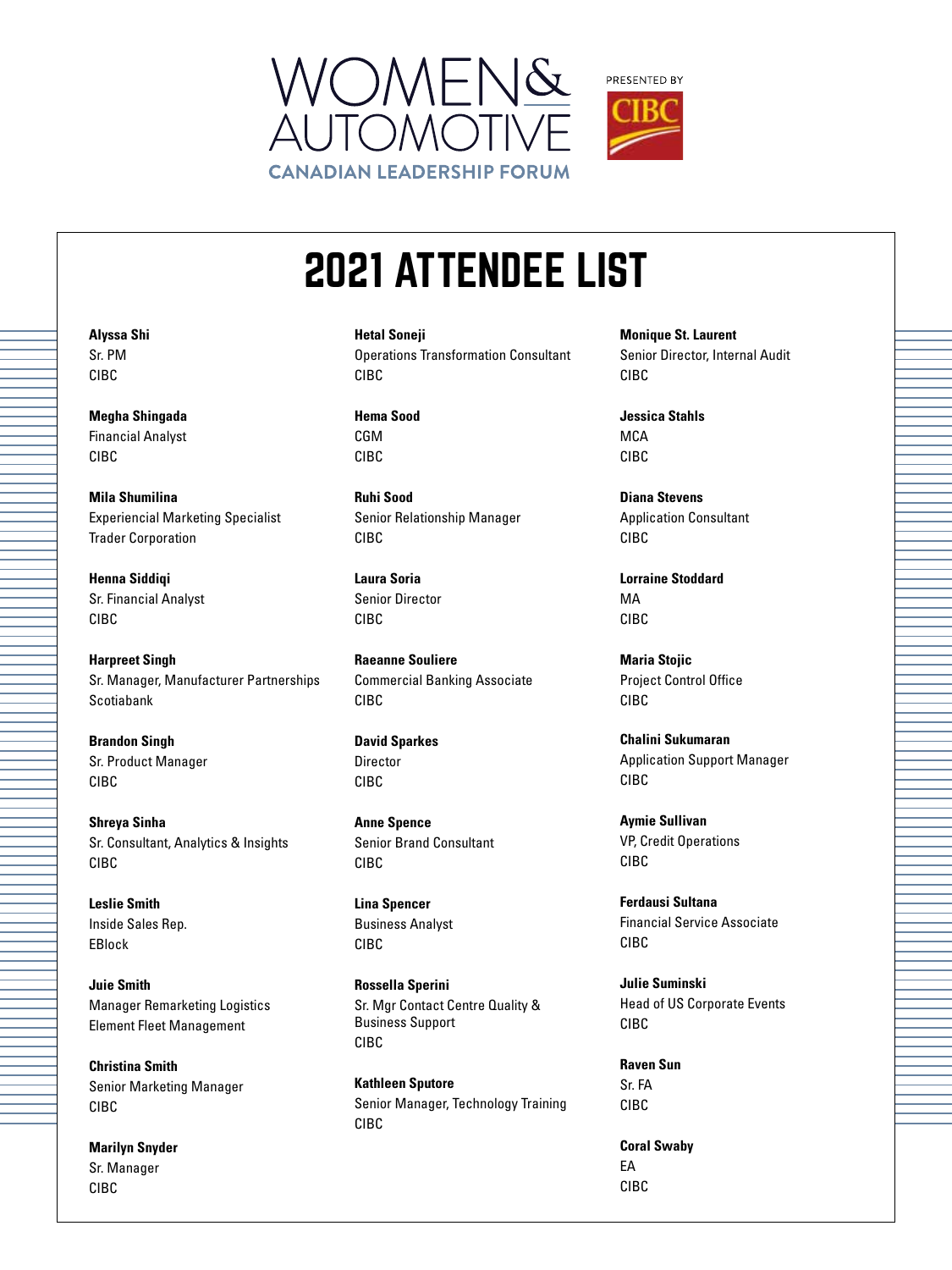WOMEN& AUTOMOTIVE

CANADIAN LEADERSHIP FORUM

PRESENTED BY CIBC

# 2021 ATTENDEE LIST

**Alyssa Shi**
Sr. PM
CIBC

**Megha Shingada**
Financial Analyst
CIBC

**Mila Shumilina**
Experiencial Marketing Specialist
Trader Corporation

**Henna Siddiqi**
Sr. Financial Analyst
CIBC

**Harpreet Singh**
Sr. Manager, Manufacturer Partnerships
Scotiabank

**Brandon Singh**
Sr. Product Manager
CIBC

**Shreya Sinha**
Sr. Consultant, Analytics & Insights
CIBC

**Leslie Smith**
Inside Sales Rep.
EBlock

**Juie Smith**
Manager Remarketing Logistics
Element Fleet Management

**Christina Smith**
Senior Marketing Manager
CIBC

**Marilyn Snyder**
Sr. Manager
CIBC

**Hetal Soneji**
Operations Transformation Consultant
CIBC

**Hema Sood**
CGM
CIBC

**Ruhi Sood**
Senior Relationship Manager
CIBC

**Laura Soria**
Senior Director
CIBC

**Raeanne Souliere**
Commercial Banking Associate
CIBC

**David Sparkes**
Director
CIBC

**Anne Spence**
Senior Brand Consultant
CIBC

**Lina Spencer**
Business Analyst
CIBC

**Rossella Sperini**
Sr. Mgr Contact Centre Quality & Business Support
CIBC

**Kathleen Sputore**
Senior Manager, Technology Training
CIBC

**Monique St. Laurent**
Senior Director, Internal Audit
CIBC

**Jessica Stahls**
MCA
CIBC

**Diana Stevens**
Application Consultant
CIBC

**Lorraine Stoddard**
MA
CIBC

**Maria Stojic**
Project Control Office
CIBC

**Chalini Sukumaran**
Application Support Manager
CIBC

**Aymie Sullivan**
VP, Credit Operations
CIBC

**Ferdausi Sultana**
Financial Service Associate
CIBC

**Julie Suminski**
Head of US Corporate Events
CIBC

**Raven Sun**
Sr. FA
CIBC

**Coral Swaby**
EA
CIBC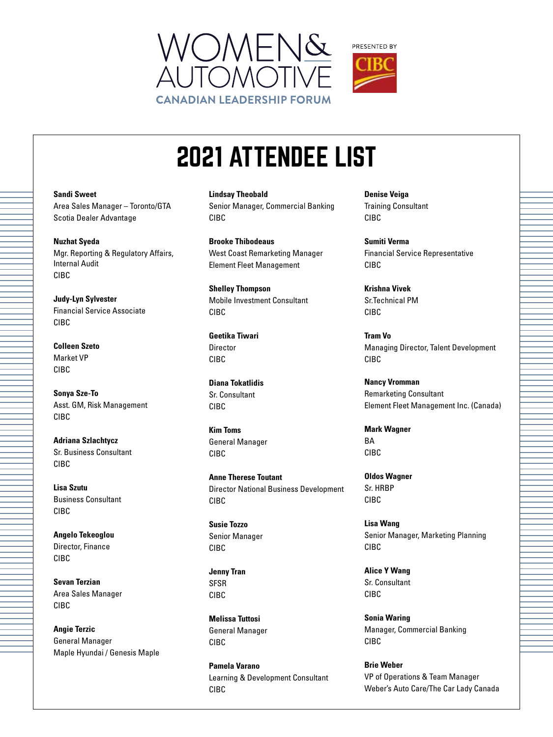WOMEN& AUTOMOTIVE

CANADIAN LEADERSHIP FORUM

PRESENTED BY CIBC

# 2021 ATTENDEE LIST

**Sandi Sweet**
Area Sales Manager – Toronto/GTA
Scotia Dealer Advantage

**Nuzhat Syeda**
Mgr. Reporting & Regulatory Affairs, Internal Audit
CIBC

**Judy-Lyn Sylvester**
Financial Service Associate
CIBC

**Colleen Szeto**
Market VP
CIBC

**Sonya Sze-To**
Asst. GM, Risk Management
CIBC

**Adriana Szlachtycz**
Sr. Business Consultant
CIBC

**Lisa Szutu**
Business Consultant
CIBC

**Angelo Tekeoglou**
Director, Finance
CIBC

**Sevan Terzian**
Area Sales Manager
CIBC

**Angie Terzic**
General Manager
Maple Hyundai / Genesis Maple

**Lindsay Theobald**
Senior Manager, Commercial Banking
CIBC

**Brooke Thibodeaus**
West Coast Remarketing Manager
Element Fleet Management

**Shelley Thompson**
Mobile Investment Consultant
CIBC

**Geetika Tiwari**
Director
CIBC

**Diana Tokatlidis**
Sr. Consultant
CIBC

**Kim Toms**
General Manager
CIBC

**Anne Therese Toutant**
Director National Business Development
CIBC

**Susie Tozzo**
Senior Manager
CIBC

**Jenny Tran**
SFSR
CIBC

**Melissa Tuttosi**
General Manager
CIBC

**Pamela Varano**
Learning & Development Consultant
CIBC

**Denise Veiga**
Training Consultant
CIBC

**Sumiti Verma**
Financial Service Representative
CIBC

**Krishna Vivek**
Sr.Technical PM
CIBC

**Tram Vo**
Managing Director, Talent Development
CIBC

**Nancy Vromman**
Remarketing Consultant
Element Fleet Management Inc. (Canada)

**Mark Wagner**
BA
CIBC

**Oldos Wagner**
Sr. HRBP
CIBC

**Lisa Wang**
Senior Manager, Marketing Planning
CIBC

**Alice Y Wang**
Sr. Consultant
CIBC

**Sonia Waring**
Manager, Commercial Banking
CIBC

**Brie Weber**
VP of Operations & Team Manager
Weber's Auto Care/The Car Lady Canada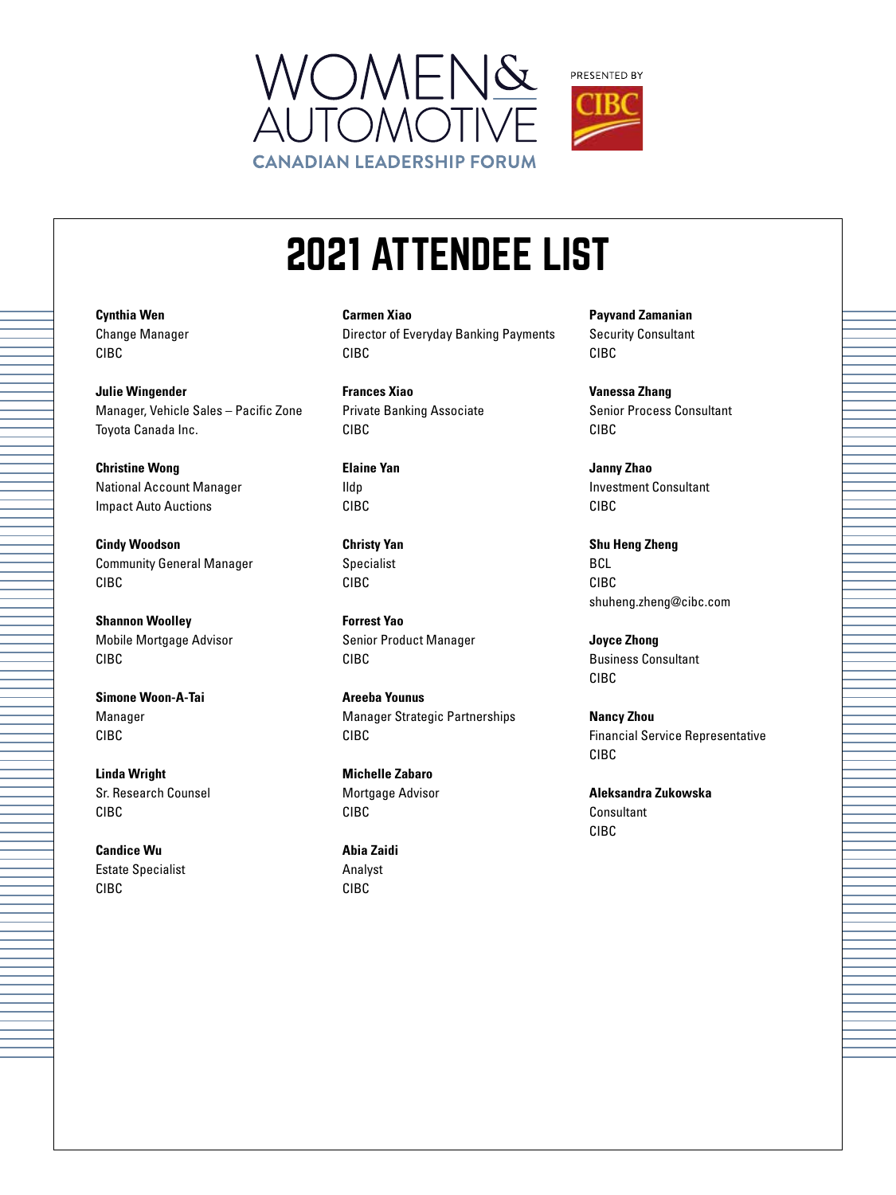WOMEN& AUTOMOTIVE
CANADIAN LEADERSHIP FORUM

PRESENTED BY CIBC

# 2021 ATTENDEE LIST

**Cynthia Wen**
Change Manager
CIBC

**Julie Wingender**
Manager, Vehicle Sales – Pacific Zone
Toyota Canada Inc.

**Christine Wong**
National Account Manager
Impact Auto Auctions

**Cindy Woodson**
Community General Manager
CIBC

**Shannon Woolley**
Mobile Mortgage Advisor
CIBC

**Simone Woon-A-Tai**
Manager
CIBC

**Linda Wright**
Sr. Research Counsel
CIBC

**Candice Wu**
Estate Specialist
CIBC

**Carmen Xiao**
Director of Everyday Banking Payments
CIBC

**Frances Xiao**
Private Banking Associate
CIBC

**Elaine Yan**
Ildp
CIBC

**Christy Yan**
Specialist
CIBC

**Forrest Yao**
Senior Product Manager
CIBC

**Areeba Younus**
Manager Strategic Partnerships
CIBC

**Michelle Zabaro**
Mortgage Advisor
CIBC

**Abia Zaidi**
Analyst
CIBC

**Payvand Zamanian**
Security Consultant
CIBC

**Vanessa Zhang**
Senior Process Consultant
CIBC

**Janny Zhao**
Investment Consultant
CIBC

**Shu Heng Zheng**
BCL
CIBC
shuheng.zheng@cibc.com

**Joyce Zhong**
Business Consultant
CIBC

**Nancy Zhou**
Financial Service Representative
CIBC

**Aleksandra Zukowska**
Consultant
CIBC